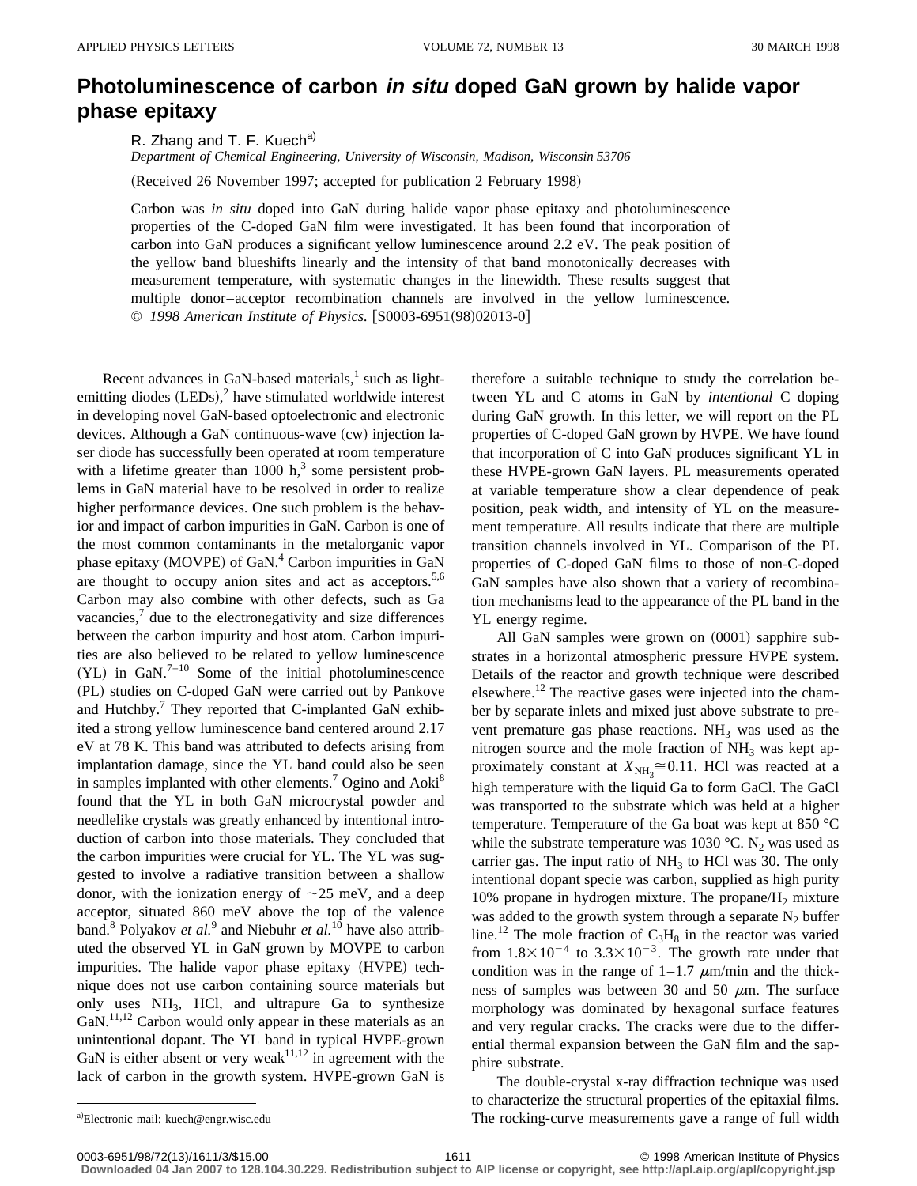# Photoluminescence of carbon *in situ* doped GaN grown by halide vapor phase epitaxy

R. Zhang and T. F. Kuech[a]

*Department of Chemical Engineering, University of Wisconsin, Madison, Wisconsin 53706*

(Received 26 November 1997; accepted for publication 2 February 1998)

Carbon was *in situ* doped into GaN during halide vapor phase epitaxy and photoluminescence properties of the C-doped GaN film were investigated. It has been found that incorporation of carbon into GaN produces a significant yellow luminescence around 2.2 eV. The peak position of the yellow band blueshifts linearly and the intensity of that band monotonically decreases with measurement temperature, with systematic changes in the linewidth. These results suggest that multiple donor–acceptor recombination channels are involved in the yellow luminescence. © *1998 American Institute of Physics.* [S0003-6951(98)02013-0]

Recent advances in GaN-based materials,[1] such as light-emitting diodes (LEDs),[2] have stimulated worldwide interest in developing novel GaN-based optoelectronic and electronic devices. Although a GaN continuous-wave (cw) injection laser diode has successfully been operated at room temperature with a lifetime greater than 1000 h,[3] some persistent problems in GaN material have to be resolved in order to realize higher performance devices. One such problem is the behavior and impact of carbon impurities in GaN. Carbon is one of the most common contaminants in the metalorganic vapor phase epitaxy (MOVPE) of GaN.[4] Carbon impurities in GaN are thought to occupy anion sites and act as acceptors.[5,6] Carbon may also combine with other defects, such as Ga vacancies,[7] due to the electronegativity and size differences between the carbon impurity and host atom. Carbon impurities are also believed to be related to yellow luminescence (YL) in GaN.[7–10] Some of the initial photoluminescence (PL) studies on C-doped GaN were carried out by Pankove and Hutchby.[7] They reported that C-implanted GaN exhibited a strong yellow luminescence band centered around 2.17 eV at 78 K. This band was attributed to defects arising from implantation damage, since the YL band could also be seen in samples implanted with other elements.[7] Ogino and Aoki[8] found that the YL in both GaN microcrystal powder and needlelike crystals was greatly enhanced by intentional introduction of carbon into those materials. They concluded that the carbon impurities were crucial for YL. The YL was suggested to involve a radiative transition between a shallow donor, with the ionization energy of ~25 meV, and a deep acceptor, situated 860 meV above the top of the valence band.[8] Polyakov *et al.*[9] and Niebuhr *et al.*[10] have also attributed the observed YL in GaN grown by MOVPE to carbon impurities. The halide vapor phase epitaxy (HVPE) technique does not use carbon containing source materials but only uses $NH_3$, HCl, and ultrapure Ga to synthesize GaN.[11,12] Carbon would only appear in these materials as an unintentional dopant. The YL band in typical HVPE-grown GaN is either absent or very weak[11,12] in agreement with the lack of carbon in the growth system. HVPE-grown GaN is therefore a suitable technique to study the correlation between YL and C atoms in GaN by *intentional* C doping during GaN growth. In this letter, we will report on the PL properties of C-doped GaN grown by HVPE. We have found that incorporation of C into GaN produces significant YL in these HVPE-grown GaN layers. PL measurements operated at variable temperature show a clear dependence of peak position, peak width, and intensity of YL on the measurement temperature. All results indicate that there are multiple transition channels involved in YL. Comparison of the PL properties of C-doped GaN films to those of non-C-doped GaN samples have also shown that a variety of recombination mechanisms lead to the appearance of the PL band in the YL energy regime.

All GaN samples were grown on (0001) sapphire substrates in a horizontal atmospheric pressure HVPE system. Details of the reactor and growth technique were described elsewhere.[12] The reactive gases were injected into the chamber by separate inlets and mixed just above substrate to prevent premature gas phase reactions. $NH_3$ was used as the nitrogen source and the mole fraction of $NH_3$ was kept approximately constant at $X_{NH_3} \cong 0.11$. HCl was reacted at a high temperature with the liquid Ga to form GaCl. The GaCl was transported to the substrate which was held at a higher temperature. Temperature of the Ga boat was kept at 850 °C while the substrate temperature was 1030 °C. $N_2$ was used as carrier gas. The input ratio of $NH_3$ to HCl was 30. The only intentional dopant specie was carbon, supplied as high purity 10% propane in hydrogen mixture. The propane/$H_2$ mixture was added to the growth system through a separate $N_2$ buffer line.[12] The mole fraction of $C_3H_8$ in the reactor was varied from $1.8\times10^{-4}$ to $3.3\times10^{-3}$. The growth rate under that condition was in the range of 1–1.7 μm/min and the thickness of samples was between 30 and 50 μm. The surface morphology was dominated by hexagonal surface features and very regular cracks. The cracks were due to the differential thermal expansion between the GaN film and the sapphire substrate.

The double-crystal x-ray diffraction technique was used to characterize the structural properties of the epitaxial films. The rocking-curve measurements gave a range of full width

[a]Electronic mail: kuech@engr.wisc.edu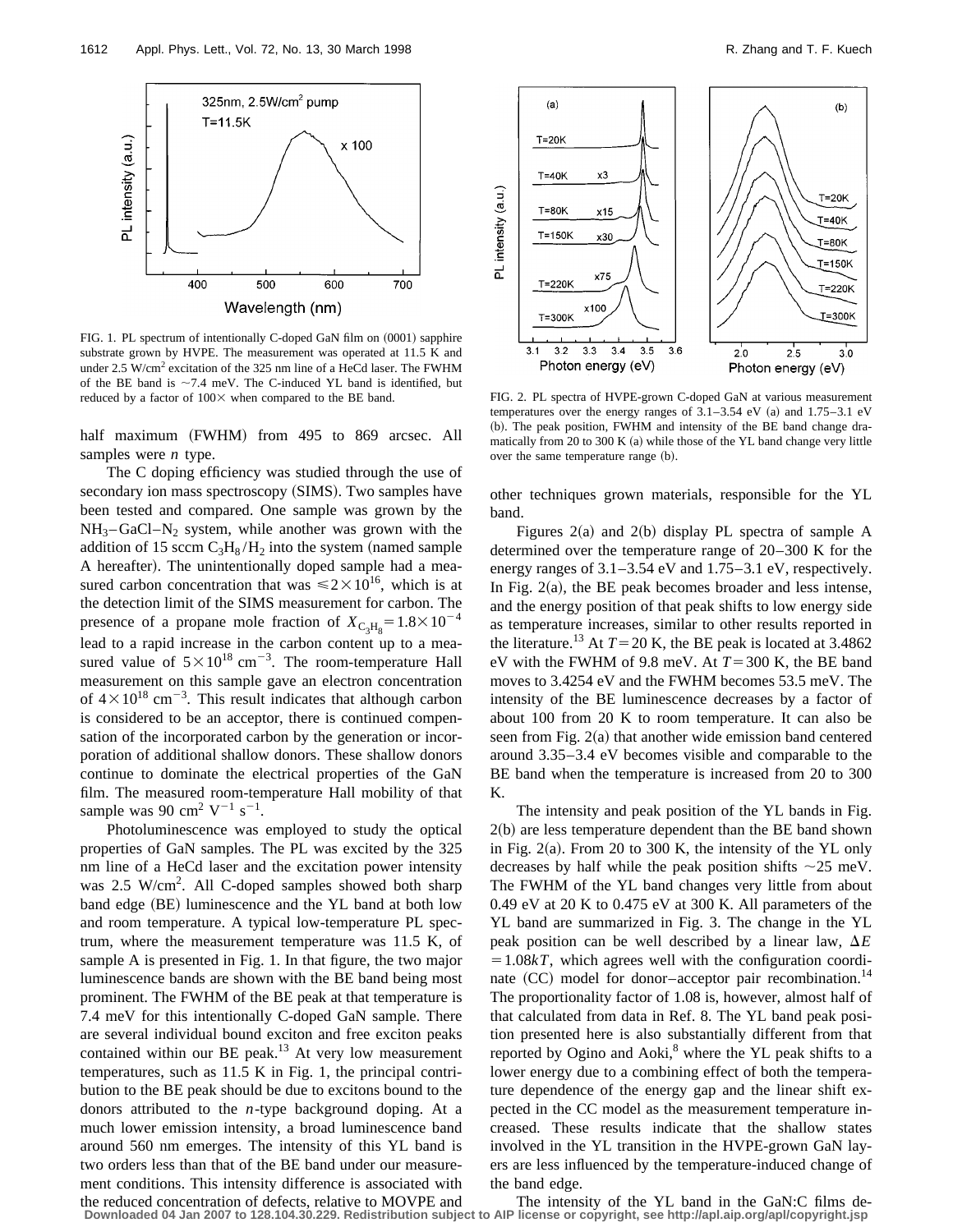FIG. 1. PL spectrum of intentionally C-doped GaN film on (0001) sapphire substrate grown by HVPE. The measurement was operated at 11.5 K and under 2.5 W/cm$^2$ excitation of the 325 nm line of a HeCd laser. The FWHM of the BE band is ~7.4 meV. The C-induced YL band is identified, but reduced by a factor of 100× when compared to the BE band.

half maximum (FWHM) from 495 to 869 arcsec. All samples were *n* type.

The C doping efficiency was studied through the use of secondary ion mass spectroscopy (SIMS). Two samples have been tested and compared. One sample was grown by the $NH_3$–GaCl–$N_2$ system, while another was grown with the addition of 15 sccm $C_3H_8/H_2$ into the system (named sample A hereafter). The unintentionally doped sample had a measured carbon concentration that was $\leq 2\times10^{16}$, which is at the detection limit of the SIMS measurement for carbon. The presence of a propane mole fraction of $X_{C_3H_8}=1.8\times10^{-4}$ lead to a rapid increase in the carbon content up to a measured value of $5\times10^{18}$ cm$^{-3}$. The room-temperature Hall measurement on this sample gave an electron concentration of $4\times10^{18}$ cm$^{-3}$. This result indicates that although carbon is considered to be an acceptor, there is continued compensation of the incorporated carbon by the generation or incorporation of additional shallow donors. These shallow donors continue to dominate the electrical properties of the GaN film. The measured room-temperature Hall mobility of that sample was 90 cm$^2$ V$^{-1}$ s$^{-1}$.

Photoluminescence was employed to study the optical properties of GaN samples. The PL was excited by the 325 nm line of a HeCd laser and the excitation power intensity was 2.5 W/cm$^2$. All C-doped samples showed both sharp band edge (BE) luminescence and the YL band at both low and room temperature. A typical low-temperature PL spectrum, where the measurement temperature was 11.5 K, of sample A is presented in Fig. 1. In that figure, the two major luminescence bands are shown with the BE band being most prominent. The FWHM of the BE peak at that temperature is 7.4 meV for this intentionally C-doped GaN sample. There are several individual bound exciton and free exciton peaks contained within our BE peak.[13] At very low measurement temperatures, such as 11.5 K in Fig. 1, the principal contribution to the BE peak should be due to excitons bound to the donors attributed to the *n*-type background doping. At a much lower emission intensity, a broad luminescence band around 560 nm emerges. The intensity of this YL band is two orders less than that of the BE band under our measurement conditions. This intensity difference is associated with the reduced concentration of defects, relative to MOVPE and other techniques grown materials, responsible for the YL band.

FIG. 2. PL spectra of HVPE-grown C-doped GaN at various measurement temperatures over the energy ranges of 3.1–3.54 eV (a) and 1.75–3.1 eV (b). The peak position, FWHM and intensity of the BE band change dramatically from 20 to 300 K (a) while those of the YL band change very little over the same temperature range (b).

Figures 2(a) and 2(b) display PL spectra of sample A determined over the temperature range of 20–300 K for the energy ranges of 3.1–3.54 eV and 1.75–3.1 eV, respectively. In Fig. 2(a), the BE peak becomes broader and less intense, and the energy position of that peak shifts to low energy side as temperature increases, similar to other results reported in the literature.[13] At $T=20$ K, the BE peak is located at 3.4862 eV with the FWHM of 9.8 meV. At $T=300$ K, the BE band moves to 3.4254 eV and the FWHM becomes 53.5 meV. The intensity of the BE luminescence decreases by a factor of about 100 from 20 K to room temperature. It can also be seen from Fig. 2(a) that another wide emission band centered around 3.35–3.4 eV becomes visible and comparable to the BE band when the temperature is increased from 20 to 300 K.

The intensity and peak position of the YL bands in Fig. 2(b) are less temperature dependent than the BE band shown in Fig. 2(a). From 20 to 300 K, the intensity of the YL only decreases by half while the peak position shifts ~25 meV. The FWHM of the YL band changes very little from about 0.49 eV at 20 K to 0.475 eV at 300 K. All parameters of the YL band are summarized in Fig. 3. The change in the YL peak position can be well described by a linear law, $\Delta E=1.08kT$, which agrees well with the configuration coordinate (CC) model for donor–acceptor pair recombination.[14] The proportionality factor of 1.08 is, however, almost half of that calculated from data in Ref. 8. The YL band peak position presented here is also substantially different from that reported by Ogino and Aoki,[8] where the YL peak shifts to a lower energy due to a combining effect of both the temperature dependence of the energy gap and the linear shift expected in the CC model as the measurement temperature increased. These results indicate that the shallow states involved in the YL transition in the HVPE-grown GaN layers are less influenced by the temperature-induced change of the band edge.

The intensity of the YL band in the GaN:C films de-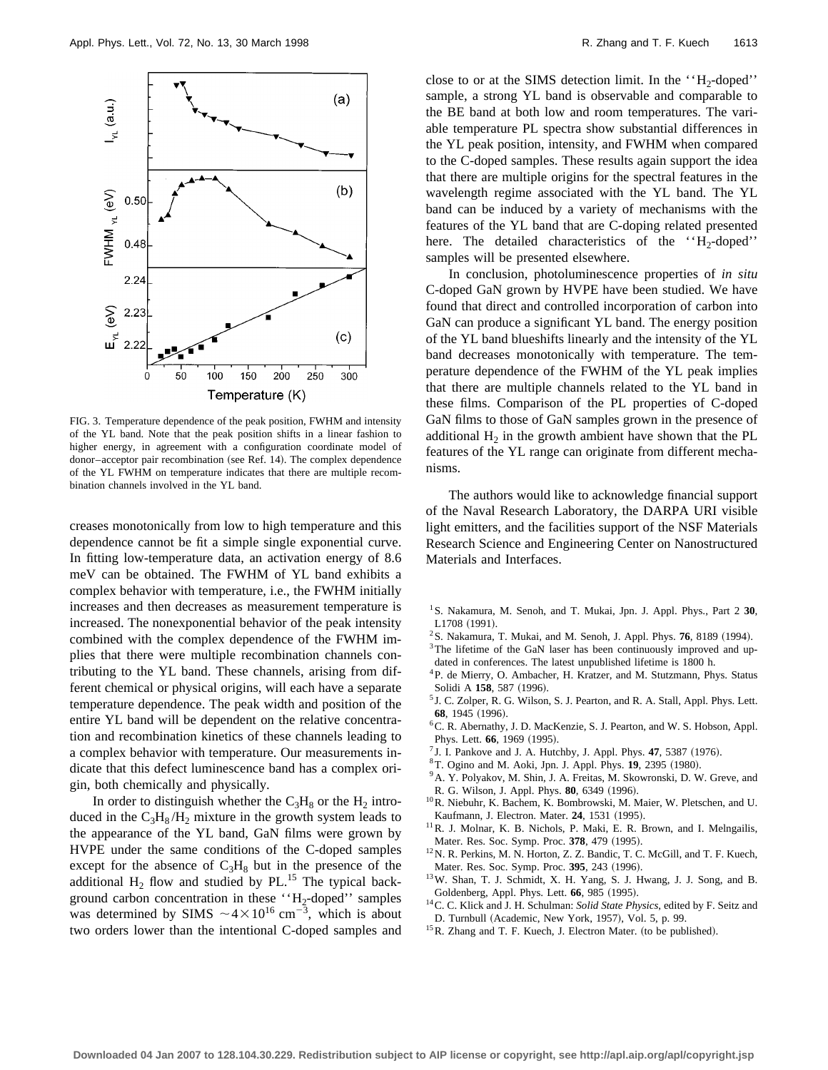(a)

(b)

(c)

$I_{YL}$ (a.u.)

FWHM $_{YL}$ (eV)

0.50

0.48

$E_{YL}$ (eV)

2.24

2.23

2.22

0 50 100 150 200 250 300

Temperature (K)

FIG. 3. Temperature dependence of the peak position, FWHM and intensity of the YL band. Note that the peak position shifts in a linear fashion to higher energy, in agreement with a configuration coordinate model of donor–acceptor pair recombination (see Ref. 14). The complex dependence of the YL FWHM on temperature indicates that there are multiple recombination channels involved in the YL band.

creases monotonically from low to high temperature and this dependence cannot be fit a simple single exponential curve. In fitting low-temperature data, an activation energy of 8.6 meV can be obtained. The FWHM of YL band exhibits a complex behavior with temperature, i.e., the FWHM initially increases and then decreases as measurement temperature is increased. The nonexponential behavior of the peak intensity combined with the complex dependence of the FWHM implies that there were multiple recombination channels contributing to the YL band. These channels, arising from different chemical or physical origins, will each have a separate temperature dependence. The peak width and position of the entire YL band will be dependent on the relative concentration and recombination kinetics of these channels leading to a complex behavior with temperature. Our measurements indicate that this defect luminescence band has a complex origin, both chemically and physically.

In order to distinguish whether the $C_3H_8$ or the $H_2$ introduced in the $C_3H_8/H_2$ mixture in the growth system leads to the appearance of the YL band, GaN films were grown by HVPE under the same conditions of the C-doped samples except for the absence of $C_3H_8$ but in the presence of the additional $H_2$ flow and studied by PL.[15] The typical background carbon concentration in these ''$H_2$-doped'' samples was determined by SIMS $\sim 4\times10^{16}$ cm$^{-3}$, which is about two orders lower than the intentional C-doped samples and close to or at the SIMS detection limit. In the ''$H_2$-doped'' sample, a strong YL band is observable and comparable to the BE band at both low and room temperatures. The variable temperature PL spectra show substantial differences in the YL peak position, intensity, and FWHM when compared to the C-doped samples. These results again support the idea that there are multiple origins for the spectral features in the wavelength regime associated with the YL band. The YL band can be induced by a variety of mechanisms with the features of the YL band that are C-doping related presented here. The detailed characteristics of the ''$H_2$-doped'' samples will be presented elsewhere.

In conclusion, photoluminescence properties of *in situ* C-doped GaN grown by HVPE have been studied. We have found that direct and controlled incorporation of carbon into GaN can produce a significant YL band. The energy position of the YL band blueshifts linearly and the intensity of the YL band decreases monotonically with temperature. The temperature dependence of the FWHM of the YL peak implies that there are multiple channels related to the YL band in these films. Comparison of the PL properties of C-doped GaN films to those of GaN samples grown in the presence of additional $H_2$ in the growth ambient have shown that the PL features of the YL range can originate from different mechanisms.

The authors would like to acknowledge financial support of the Naval Research Laboratory, the DARPA URI visible light emitters, and the facilities support of the NSF Materials Research Science and Engineering Center on Nanostructured Materials and Interfaces.

[1] S. Nakamura, M. Senoh, and T. Mukai, Jpn. J. Appl. Phys., Part 2 **30**, L1708 (1991).
[2] S. Nakamura, T. Mukai, and M. Senoh, J. Appl. Phys. **76**, 8189 (1994).
[3] The lifetime of the GaN laser has been continuously improved and updated in conferences. The latest unpublished lifetime is 1800 h.
[4] P. de Mierry, O. Ambacher, H. Kratzer, and M. Stutzmann, Phys. Status Solidi A **158**, 587 (1996).
[5] J. C. Zolper, R. G. Wilson, S. J. Pearton, and R. A. Stall, Appl. Phys. Lett. **68**, 1945 (1996).
[6] C. R. Abernathy, J. D. MacKenzie, S. J. Pearton, and W. S. Hobson, Appl. Phys. Lett. **66**, 1969 (1995).
[7] J. I. Pankove and J. A. Hutchby, J. Appl. Phys. **47**, 5387 (1976).
[8] T. Ogino and M. Aoki, Jpn. J. Appl. Phys. **19**, 2395 (1980).
[9] A. Y. Polyakov, M. Shin, J. A. Freitas, M. Skowronski, D. W. Greve, and R. G. Wilson, J. Appl. Phys. **80**, 6349 (1996).
[10] R. Niebuhr, K. Bachem, K. Bombrowski, M. Maier, W. Pletschen, and U. Kaufmann, J. Electron. Mater. **24**, 1531 (1995).
[11] R. J. Molnar, K. B. Nichols, P. Maki, E. R. Brown, and I. Melngailis, Mater. Res. Soc. Symp. Proc. **378**, 479 (1995).
[12] N. R. Perkins, M. N. Horton, Z. Z. Bandic, T. C. McGill, and T. F. Kuech, Mater. Res. Soc. Symp. Proc. **395**, 243 (1996).
[13] W. Shan, T. J. Schmidt, X. H. Yang, S. J. Hwang, J. J. Song, and B. Goldenberg, Appl. Phys. Lett. **66**, 985 (1995).
[14] C. C. Klick and J. H. Schulman: *Solid State Physics*, edited by F. Seitz and D. Turnbull (Academic, New York, 1957), Vol. 5, p. 99.
[15] R. Zhang and T. F. Kuech, J. Electron Mater. (to be published).